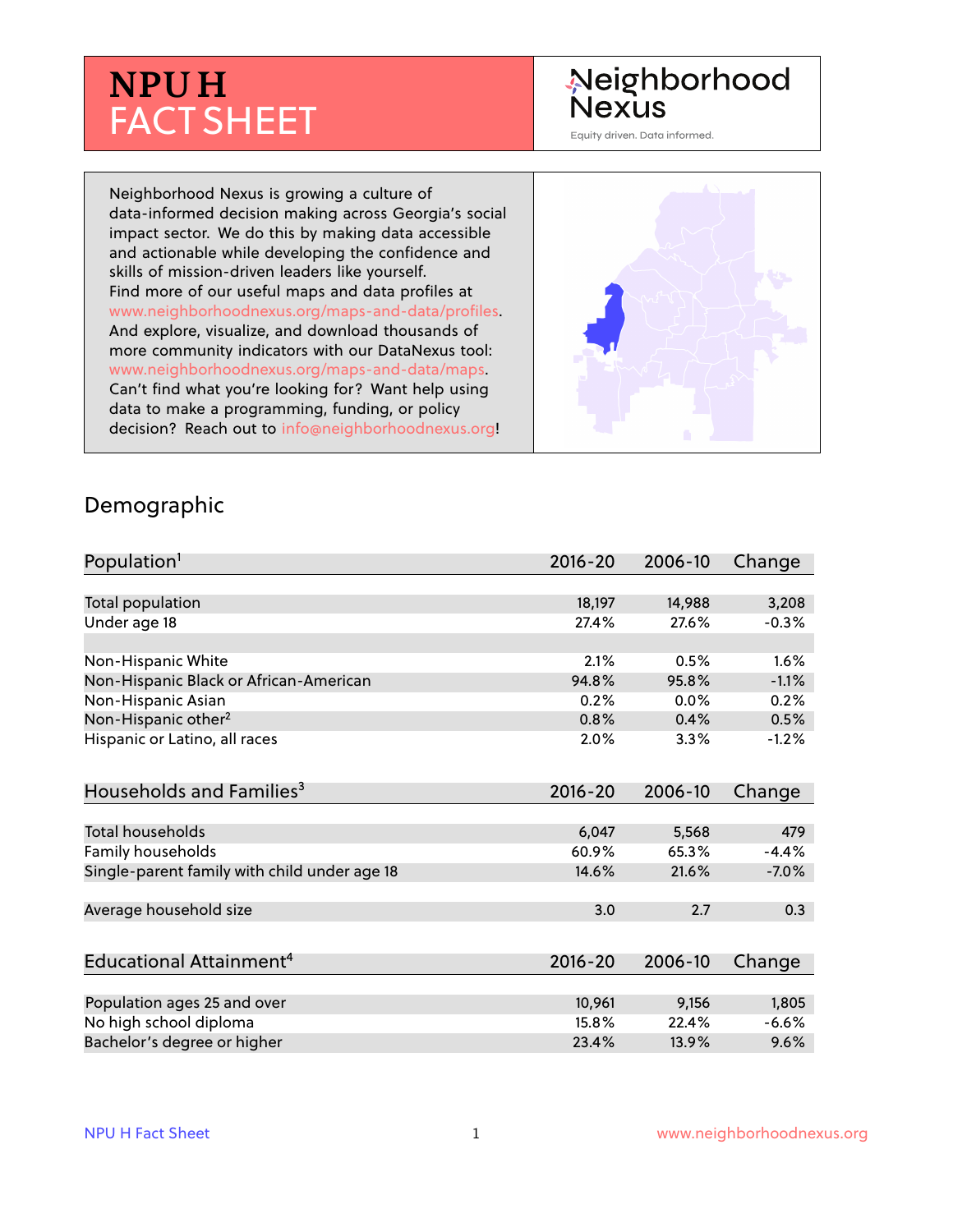# NPU H FACT SHEET

Neighborhood Nexus
Equity driven. Data informed.

Neighborhood Nexus is growing a culture of data-informed decision making across Georgia's social impact sector. We do this by making data accessible and actionable while developing the confidence and skills of mission-driven leaders like yourself. Find more of our useful maps and data profiles at www.neighborhoodnexus.org/maps-and-data/profiles. And explore, visualize, and download thousands of more community indicators with our DataNexus tool: www.neighborhoodnexus.org/maps-and-data/maps. Can't find what you're looking for? Want help using data to make a programming, funding, or policy decision? Reach out to info@neighborhoodnexus.org!

## Demographic

| Population[1] | 2016-20 | 2006-10 | Change |
|---|---|---|---|
| Total population | 18,197 | 14,988 | 3,208 |
| Under age 18 | 27.4% | 27.6% | -0.3% |
| | | | |
| Non-Hispanic White | 2.1% | 0.5% | 1.6% |
| Non-Hispanic Black or African-American | 94.8% | 95.8% | -1.1% |
| Non-Hispanic Asian | 0.2% | 0.0% | 0.2% |
| Non-Hispanic other[2] | 0.8% | 0.4% | 0.5% |
| Hispanic or Latino, all races | 2.0% | 3.3% | -1.2% |

| Households and Families[3] | 2016-20 | 2006-10 | Change |
|---|---|---|---|
| Total households | 6,047 | 5,568 | 479 |
| Family households | 60.9% | 65.3% | -4.4% |
| Single-parent family with child under age 18 | 14.6% | 21.6% | -7.0% |
| | | | |
| Average household size | 3.0 | 2.7 | 0.3 |

| Educational Attainment[4] | 2016-20 | 2006-10 | Change |
|---|---|---|---|
| Population ages 25 and over | 10,961 | 9,156 | 1,805 |
| No high school diploma | 15.8% | 22.4% | -6.6% |
| Bachelor's degree or higher | 23.4% | 13.9% | 9.6% |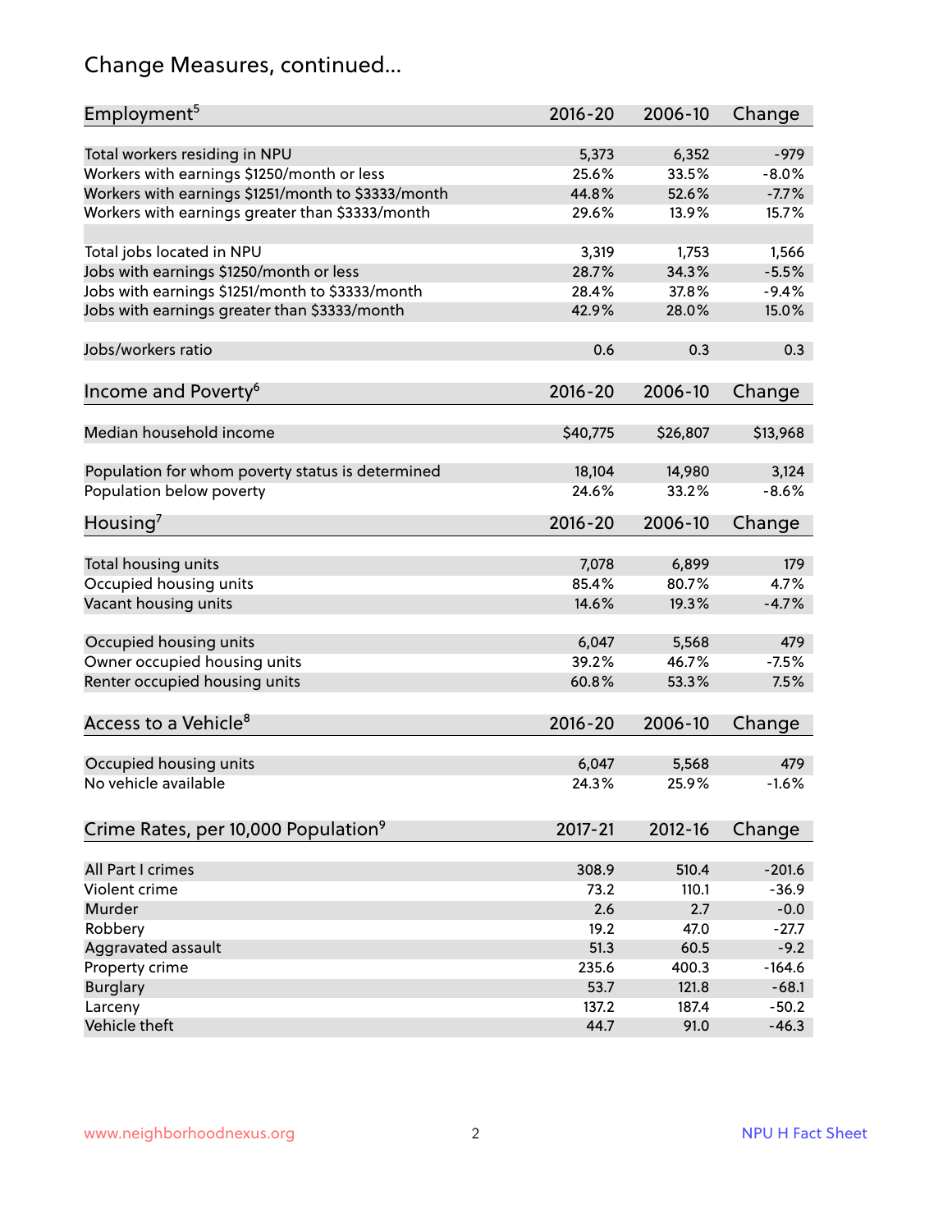# Change Measures, continued...

| Employment[5] | 2016-20 | 2006-10 | Change |
|---|---|---|---|
| Total workers residing in NPU | 5,373 | 6,352 | -979 |
| Workers with earnings $1250/month or less | 25.6% | 33.5% | -8.0% |
| Workers with earnings $1251/month to $3333/month | 44.8% | 52.6% | -7.7% |
| Workers with earnings greater than $3333/month | 29.6% | 13.9% | 15.7% |
| | | | |
| Total jobs located in NPU | 3,319 | 1,753 | 1,566 |
| Jobs with earnings $1250/month or less | 28.7% | 34.3% | -5.5% |
| Jobs with earnings $1251/month to $3333/month | 28.4% | 37.8% | -9.4% |
| Jobs with earnings greater than $3333/month | 42.9% | 28.0% | 15.0% |
| | | | |
| Jobs/workers ratio | 0.6 | 0.3 | 0.3 |

| Income and Poverty[6] | 2016-20 | 2006-10 | Change |
|---|---|---|---|
| Median household income | $40,775 | $26,807 | $13,968 |
| | | | |
| Population for whom poverty status is determined | 18,104 | 14,980 | 3,124 |
| Population below poverty | 24.6% | 33.2% | -8.6% |

| Housing[7] | 2016-20 | 2006-10 | Change |
|---|---|---|---|
| Total housing units | 7,078 | 6,899 | 179 |
| Occupied housing units | 85.4% | 80.7% | 4.7% |
| Vacant housing units | 14.6% | 19.3% | -4.7% |
| | | | |
| Occupied housing units | 6,047 | 5,568 | 479 |
| Owner occupied housing units | 39.2% | 46.7% | -7.5% |
| Renter occupied housing units | 60.8% | 53.3% | 7.5% |

| Access to a Vehicle[8] | 2016-20 | 2006-10 | Change |
|---|---|---|---|
| Occupied housing units | 6,047 | 5,568 | 479 |
| No vehicle available | 24.3% | 25.9% | -1.6% |

| Crime Rates, per 10,000 Population[9] | 2017-21 | 2012-16 | Change |
|---|---|---|---|
| All Part I crimes | 308.9 | 510.4 | -201.6 |
| Violent crime | 73.2 | 110.1 | -36.9 |
| Murder | 2.6 | 2.7 | -0.0 |
| Robbery | 19.2 | 47.0 | -27.7 |
| Aggravated assault | 51.3 | 60.5 | -9.2 |
| Property crime | 235.6 | 400.3 | -164.6 |
| Burglary | 53.7 | 121.8 | -68.1 |
| Larceny | 137.2 | 187.4 | -50.2 |
| Vehicle theft | 44.7 | 91.0 | -46.3 |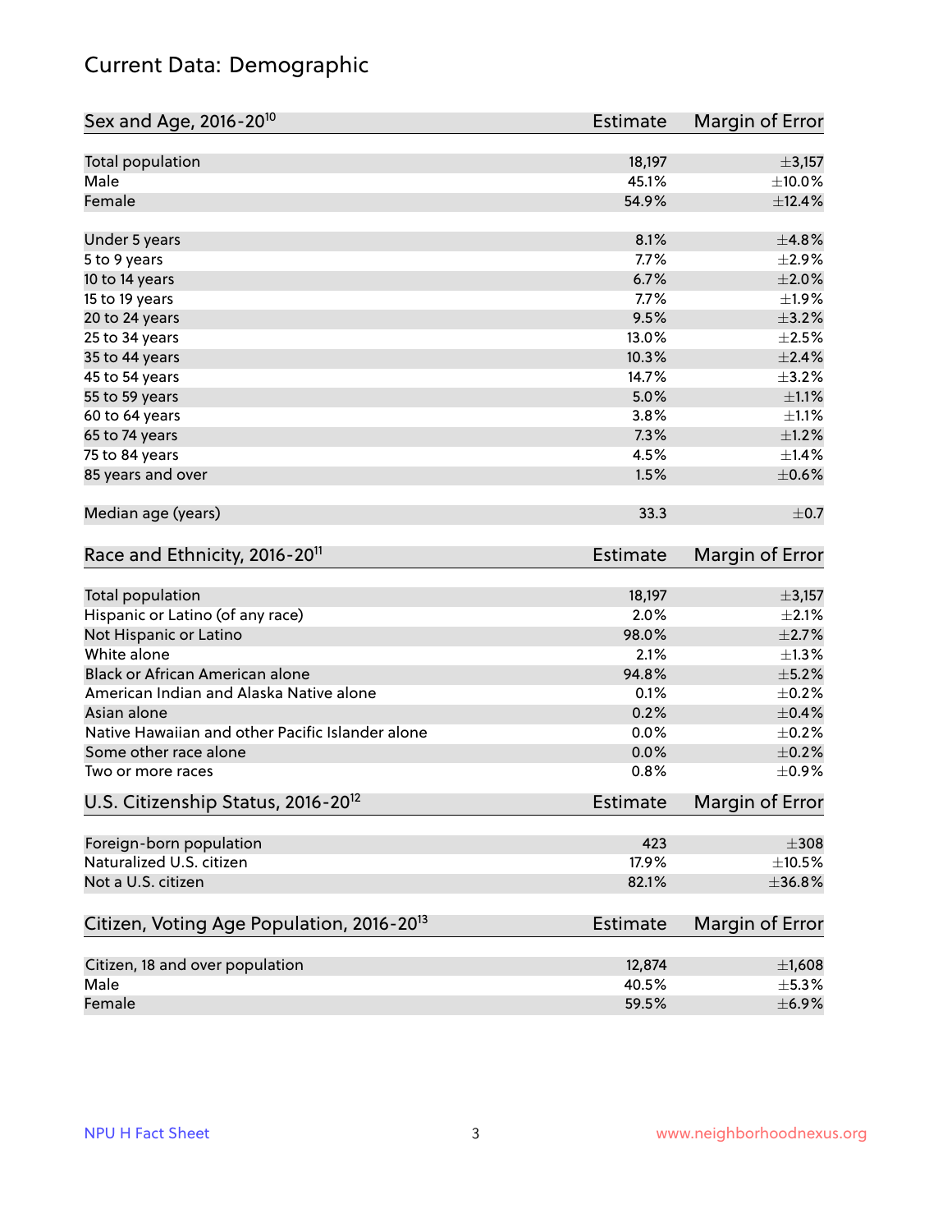# Current Data: Demographic

| Sex and Age, 2016-20[10] | Estimate | Margin of Error |
|---|---|---|
| Total population | 18,197 | ±3,157 |
| Male | 45.1% | ±10.0% |
| Female | 54.9% | ±12.4% |
| Under 5 years | 8.1% | ±4.8% |
| 5 to 9 years | 7.7% | ±2.9% |
| 10 to 14 years | 6.7% | ±2.0% |
| 15 to 19 years | 7.7% | ±1.9% |
| 20 to 24 years | 9.5% | ±3.2% |
| 25 to 34 years | 13.0% | ±2.5% |
| 35 to 44 years | 10.3% | ±2.4% |
| 45 to 54 years | 14.7% | ±3.2% |
| 55 to 59 years | 5.0% | ±1.1% |
| 60 to 64 years | 3.8% | ±1.1% |
| 65 to 74 years | 7.3% | ±1.2% |
| 75 to 84 years | 4.5% | ±1.4% |
| 85 years and over | 1.5% | ±0.6% |
| Median age (years) | 33.3 | ±0.7 |

| Race and Ethnicity, 2016-20[11] | Estimate | Margin of Error |
|---|---|---|
| Total population | 18,197 | ±3,157 |
| Hispanic or Latino (of any race) | 2.0% | ±2.1% |
| Not Hispanic or Latino | 98.0% | ±2.7% |
| White alone | 2.1% | ±1.3% |
| Black or African American alone | 94.8% | ±5.2% |
| American Indian and Alaska Native alone | 0.1% | ±0.2% |
| Asian alone | 0.2% | ±0.4% |
| Native Hawaiian and other Pacific Islander alone | 0.0% | ±0.2% |
| Some other race alone | 0.0% | ±0.2% |
| Two or more races | 0.8% | ±0.9% |

| U.S. Citizenship Status, 2016-20[12] | Estimate | Margin of Error |
|---|---|---|
| Foreign-born population | 423 | ±308 |
| Naturalized U.S. citizen | 17.9% | ±10.5% |
| Not a U.S. citizen | 82.1% | ±36.8% |

| Citizen, Voting Age Population, 2016-20[13] | Estimate | Margin of Error |
|---|---|---|
| Citizen, 18 and over population | 12,874 | ±1,608 |
| Male | 40.5% | ±5.3% |
| Female | 59.5% | ±6.9% |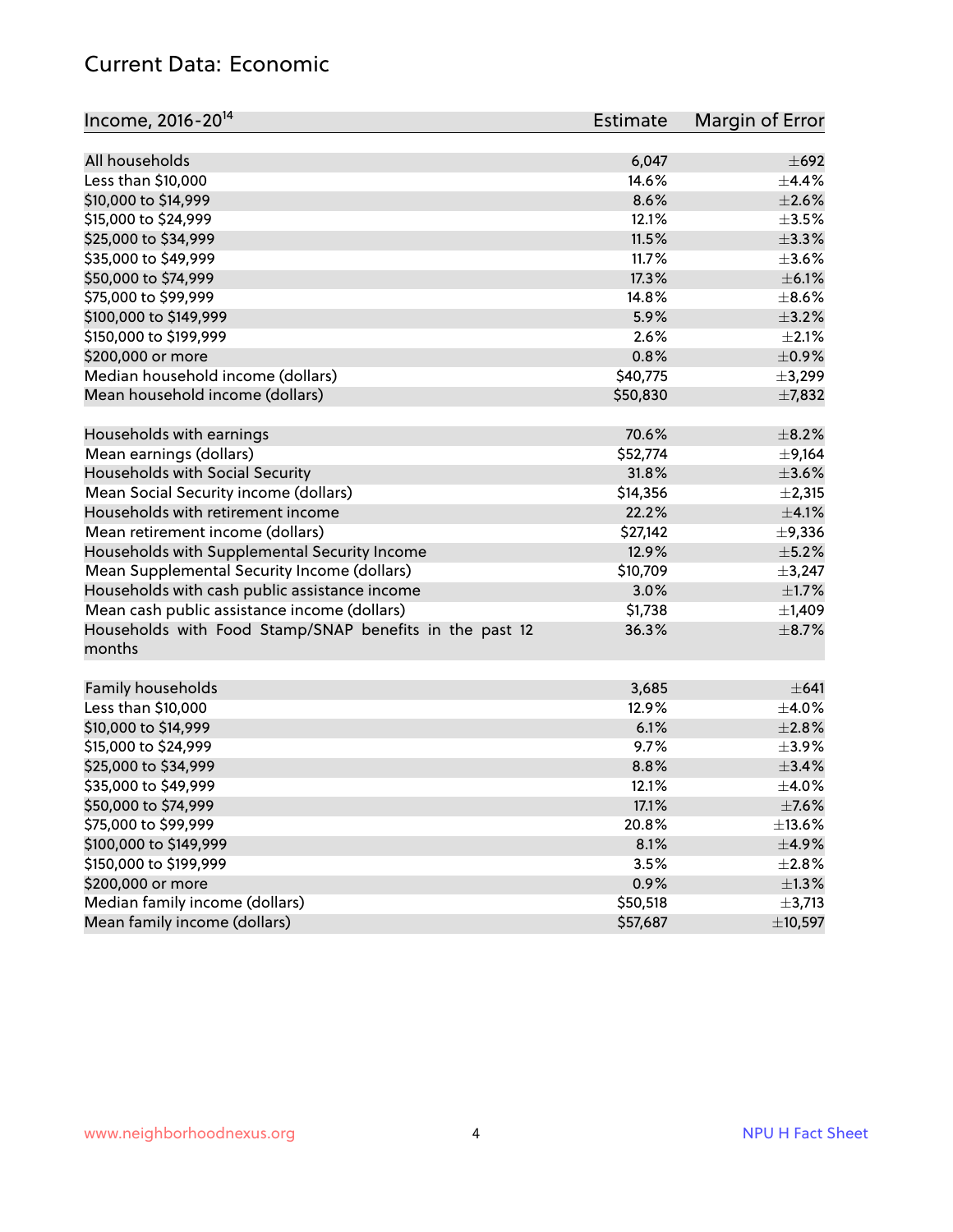## Current Data: Economic

| Income, 2016-20[14] | Estimate | Margin of Error |
|---|---|---|
| All households | 6,047 | ±692 |
| Less than $10,000 | 14.6% | ±4.4% |
| $10,000 to $14,999 | 8.6% | ±2.6% |
| $15,000 to $24,999 | 12.1% | ±3.5% |
| $25,000 to $34,999 | 11.5% | ±3.3% |
| $35,000 to $49,999 | 11.7% | ±3.6% |
| $50,000 to $74,999 | 17.3% | ±6.1% |
| $75,000 to $99,999 | 14.8% | ±8.6% |
| $100,000 to $149,999 | 5.9% | ±3.2% |
| $150,000 to $199,999 | 2.6% | ±2.1% |
| $200,000 or more | 0.8% | ±0.9% |
| Median household income (dollars) | $40,775 | ±3,299 |
| Mean household income (dollars) | $50,830 | ±7,832 |
| | | |
| Households with earnings | 70.6% | ±8.2% |
| Mean earnings (dollars) | $52,774 | ±9,164 |
| Households with Social Security | 31.8% | ±3.6% |
| Mean Social Security income (dollars) | $14,356 | ±2,315 |
| Households with retirement income | 22.2% | ±4.1% |
| Mean retirement income (dollars) | $27,142 | ±9,336 |
| Households with Supplemental Security Income | 12.9% | ±5.2% |
| Mean Supplemental Security Income (dollars) | $10,709 | ±3,247 |
| Households with cash public assistance income | 3.0% | ±1.7% |
| Mean cash public assistance income (dollars) | $1,738 | ±1,409 |
| Households with Food Stamp/SNAP benefits in the past 12 months | 36.3% | ±8.7% |
| | | |
| Family households | 3,685 | ±641 |
| Less than $10,000 | 12.9% | ±4.0% |
| $10,000 to $14,999 | 6.1% | ±2.8% |
| $15,000 to $24,999 | 9.7% | ±3.9% |
| $25,000 to $34,999 | 8.8% | ±3.4% |
| $35,000 to $49,999 | 12.1% | ±4.0% |
| $50,000 to $74,999 | 17.1% | ±7.6% |
| $75,000 to $99,999 | 20.8% | ±13.6% |
| $100,000 to $149,999 | 8.1% | ±4.9% |
| $150,000 to $199,999 | 3.5% | ±2.8% |
| $200,000 or more | 0.9% | ±1.3% |
| Median family income (dollars) | $50,518 | ±3,713 |
| Mean family income (dollars) | $57,687 | ±10,597 |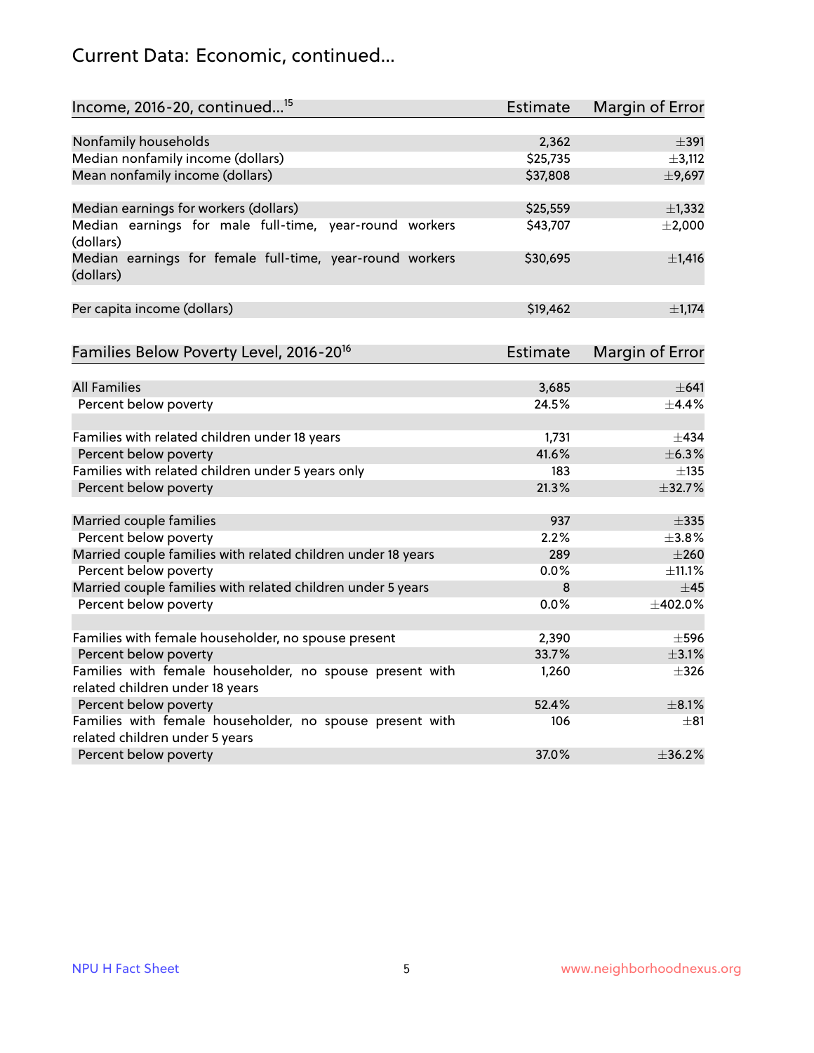# Current Data: Economic, continued...

| Income, 2016-20, continued...[15] | Estimate | Margin of Error |
|---|---|---|
| Nonfamily households | 2,362 | ±391 |
| Median nonfamily income (dollars) | $25,735 | ±3,112 |
| Mean nonfamily income (dollars) | $37,808 | ±9,697 |
| | | |
| Median earnings for workers (dollars) | $25,559 | ±1,332 |
| Median earnings for male full-time, year-round workers (dollars) | $43,707 | ±2,000 |
| Median earnings for female full-time, year-round workers (dollars) | $30,695 | ±1,416 |
| | | |
| Per capita income (dollars) | $19,462 | ±1,174 |

| Families Below Poverty Level, 2016-20[16] | Estimate | Margin of Error |
|---|---|---|
| All Families | 3,685 | ±641 |
| Percent below poverty | 24.5% | ±4.4% |
| | | |
| Families with related children under 18 years | 1,731 | ±434 |
| Percent below poverty | 41.6% | ±6.3% |
| Families with related children under 5 years only | 183 | ±135 |
| Percent below poverty | 21.3% | ±32.7% |
| | | |
| Married couple families | 937 | ±335 |
| Percent below poverty | 2.2% | ±3.8% |
| Married couple families with related children under 18 years | 289 | ±260 |
| Percent below poverty | 0.0% | ±11.1% |
| Married couple families with related children under 5 years | 8 | ±45 |
| Percent below poverty | 0.0% | ±402.0% |
| | | |
| Families with female householder, no spouse present | 2,390 | ±596 |
| Percent below poverty | 33.7% | ±3.1% |
| Families with female householder, no spouse present with related children under 18 years | 1,260 | ±326 |
| Percent below poverty | 52.4% | ±8.1% |
| Families with female householder, no spouse present with related children under 5 years | 106 | ±81 |
| Percent below poverty | 37.0% | ±36.2% |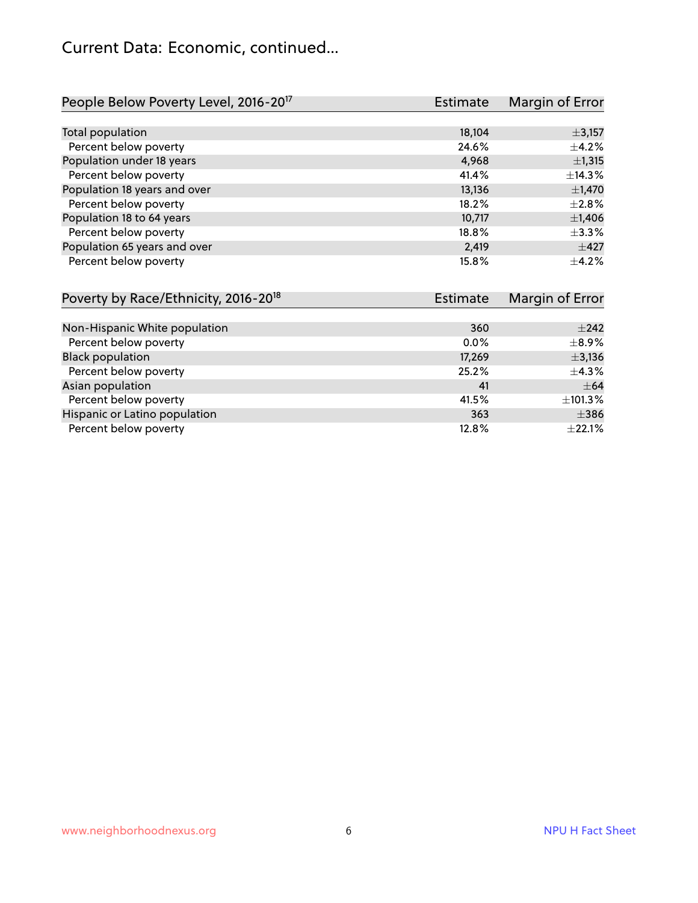# Current Data: Economic, continued...

| People Below Poverty Level, 2016-20[17] | Estimate | Margin of Error |
|---|---|---|
| Total population | 18,104 | ±3,157 |
| Percent below poverty | 24.6% | ±4.2% |
| Population under 18 years | 4,968 | ±1,315 |
| Percent below poverty | 41.4% | ±14.3% |
| Population 18 years and over | 13,136 | ±1,470 |
| Percent below poverty | 18.2% | ±2.8% |
| Population 18 to 64 years | 10,717 | ±1,406 |
| Percent below poverty | 18.8% | ±3.3% |
| Population 65 years and over | 2,419 | ±427 |
| Percent below poverty | 15.8% | ±4.2% |

| Poverty by Race/Ethnicity, 2016-20[18] | Estimate | Margin of Error |
|---|---|---|
| Non-Hispanic White population | 360 | ±242 |
| Percent below poverty | 0.0% | ±8.9% |
| Black population | 17,269 | ±3,136 |
| Percent below poverty | 25.2% | ±4.3% |
| Asian population | 41 | ±64 |
| Percent below poverty | 41.5% | ±101.3% |
| Hispanic or Latino population | 363 | ±386 |
| Percent below poverty | 12.8% | ±22.1% |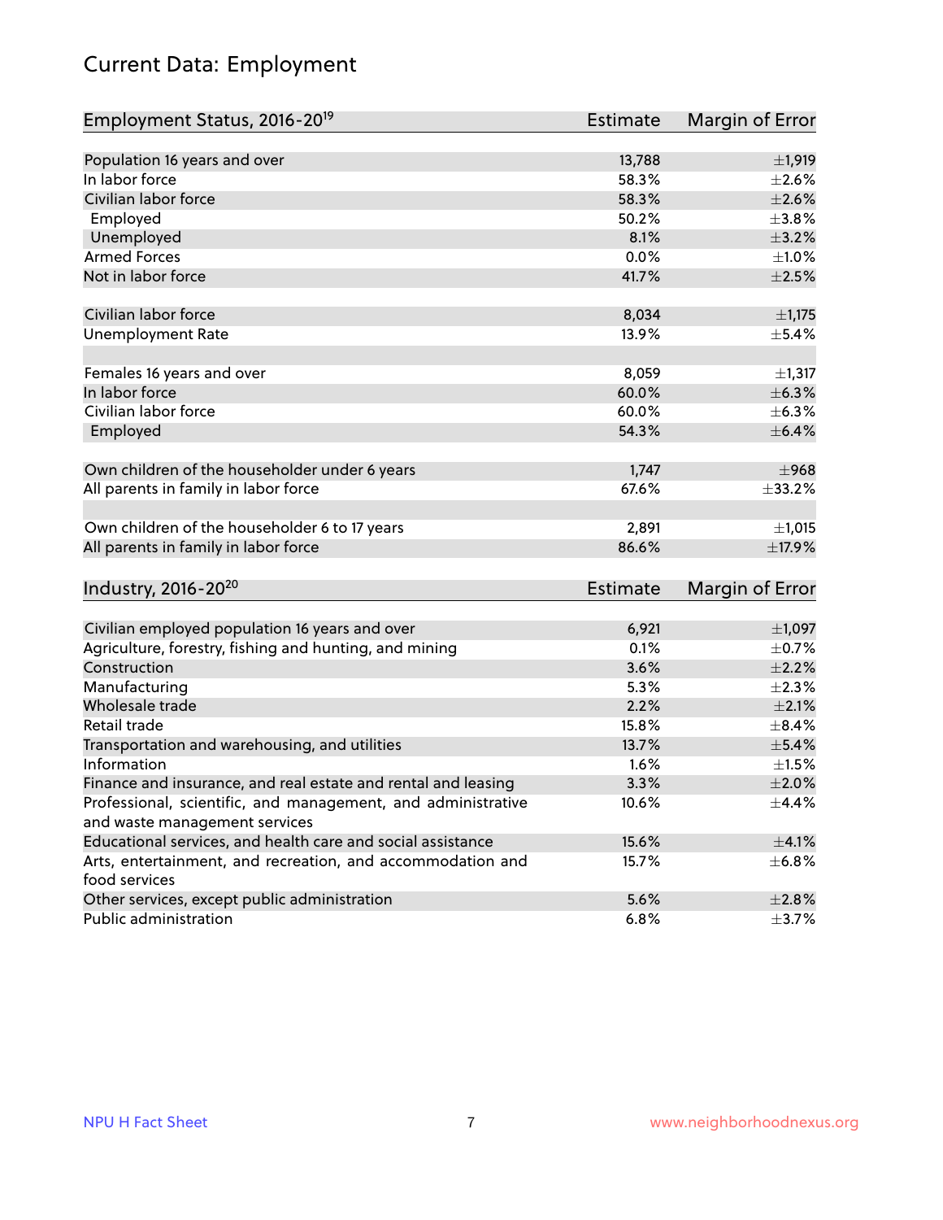# Current Data: Employment

| Employment Status, 2016-20[19] | Estimate | Margin of Error |
|---|---|---|
| Population 16 years and over | 13,788 | ±1,919 |
| In labor force | 58.3% | ±2.6% |
| Civilian labor force | 58.3% | ±2.6% |
| Employed | 50.2% | ±3.8% |
| Unemployed | 8.1% | ±3.2% |
| Armed Forces | 0.0% | ±1.0% |
| Not in labor force | 41.7% | ±2.5% |
| | | |
| Civilian labor force | 8,034 | ±1,175 |
| Unemployment Rate | 13.9% | ±5.4% |
| | | |
| Females 16 years and over | 8,059 | ±1,317 |
| In labor force | 60.0% | ±6.3% |
| Civilian labor force | 60.0% | ±6.3% |
| Employed | 54.3% | ±6.4% |
| | | |
| Own children of the householder under 6 years | 1,747 | ±968 |
| All parents in family in labor force | 67.6% | ±33.2% |
| | | |
| Own children of the householder 6 to 17 years | 2,891 | ±1,015 |
| All parents in family in labor force | 86.6% | ±17.9% |

| Industry, 2016-20[20] | Estimate | Margin of Error |
|---|---|---|
| Civilian employed population 16 years and over | 6,921 | ±1,097 |
| Agriculture, forestry, fishing and hunting, and mining | 0.1% | ±0.7% |
| Construction | 3.6% | ±2.2% |
| Manufacturing | 5.3% | ±2.3% |
| Wholesale trade | 2.2% | ±2.1% |
| Retail trade | 15.8% | ±8.4% |
| Transportation and warehousing, and utilities | 13.7% | ±5.4% |
| Information | 1.6% | ±1.5% |
| Finance and insurance, and real estate and rental and leasing | 3.3% | ±2.0% |
| Professional, scientific, and management, and administrative and waste management services | 10.6% | ±4.4% |
| Educational services, and health care and social assistance | 15.6% | ±4.1% |
| Arts, entertainment, and recreation, and accommodation and food services | 15.7% | ±6.8% |
| Other services, except public administration | 5.6% | ±2.8% |
| Public administration | 6.8% | ±3.7% |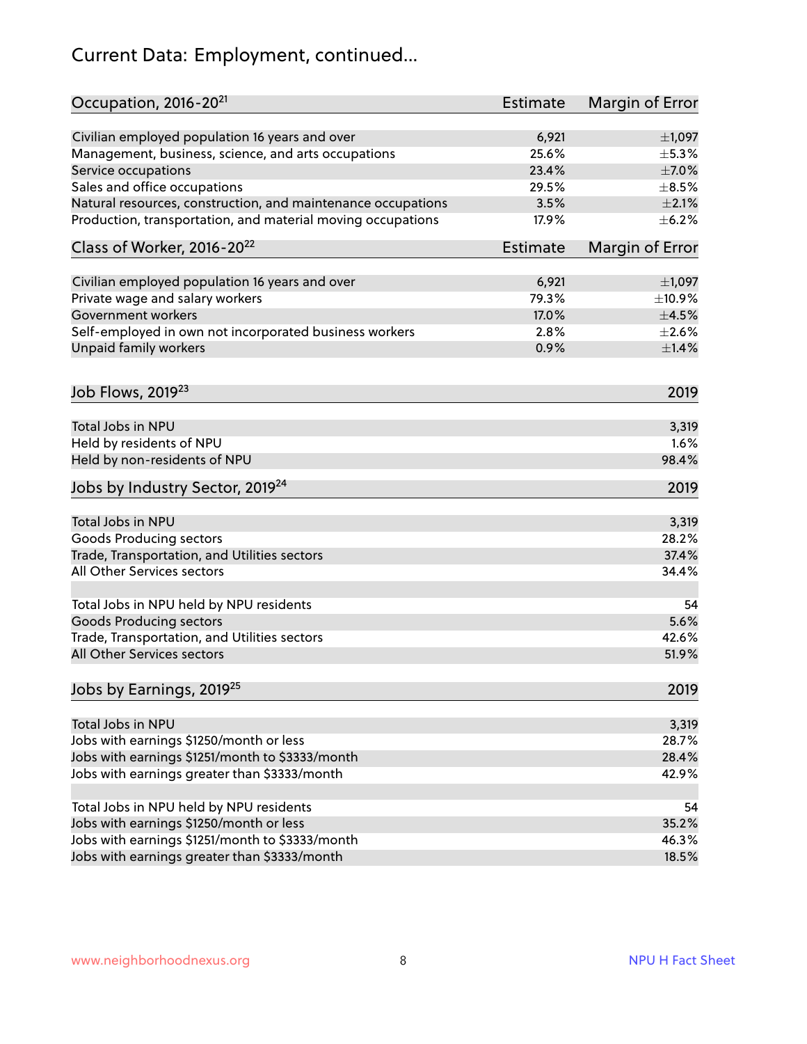# Current Data: Employment, continued...

| Occupation, 2016-20[21] | Estimate | Margin of Error |
|---|---|---|
| Civilian employed population 16 years and over | 6,921 | ±1,097 |
| Management, business, science, and arts occupations | 25.6% | ±5.3% |
| Service occupations | 23.4% | ±7.0% |
| Sales and office occupations | 29.5% | ±8.5% |
| Natural resources, construction, and maintenance occupations | 3.5% | ±2.1% |
| Production, transportation, and material moving occupations | 17.9% | ±6.2% |

| Class of Worker, 2016-20[22] | Estimate | Margin of Error |
|---|---|---|
| Civilian employed population 16 years and over | 6,921 | ±1,097 |
| Private wage and salary workers | 79.3% | ±10.9% |
| Government workers | 17.0% | ±4.5% |
| Self-employed in own not incorporated business workers | 2.8% | ±2.6% |
| Unpaid family workers | 0.9% | ±1.4% |

| Job Flows, 2019[23] | 2019 |
|---|---|
| Total Jobs in NPU | 3,319 |
| Held by residents of NPU | 1.6% |
| Held by non-residents of NPU | 98.4% |

| Jobs by Industry Sector, 2019[24] | 2019 |
|---|---|
| Total Jobs in NPU | 3,319 |
| Goods Producing sectors | 28.2% |
| Trade, Transportation, and Utilities sectors | 37.4% |
| All Other Services sectors | 34.4% |
| | |
| Total Jobs in NPU held by NPU residents | 54 |
| Goods Producing sectors | 5.6% |
| Trade, Transportation, and Utilities sectors | 42.6% |
| All Other Services sectors | 51.9% |

| Jobs by Earnings, 2019[25] | 2019 |
|---|---|
| Total Jobs in NPU | 3,319 |
| Jobs with earnings $1250/month or less | 28.7% |
| Jobs with earnings $1251/month to $3333/month | 28.4% |
| Jobs with earnings greater than $3333/month | 42.9% |
| | |
| Total Jobs in NPU held by NPU residents | 54 |
| Jobs with earnings $1250/month or less | 35.2% |
| Jobs with earnings $1251/month to $3333/month | 46.3% |
| Jobs with earnings greater than $3333/month | 18.5% |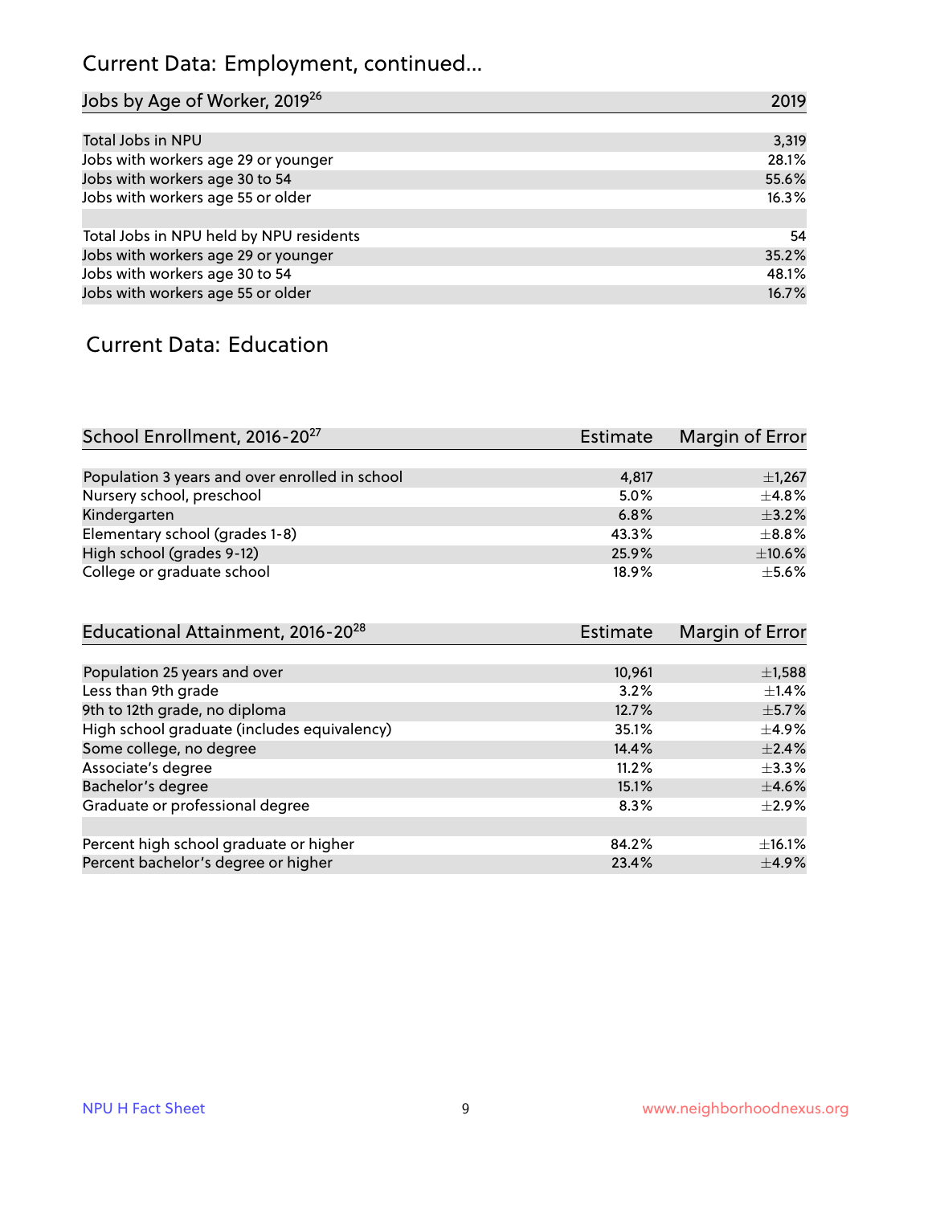## Current Data: Employment, continued...

| Jobs by Age of Worker, 2019[26] | 2019 |
|---|---|
| Total Jobs in NPU | 3,319 |
| Jobs with workers age 29 or younger | 28.1% |
| Jobs with workers age 30 to 54 | 55.6% |
| Jobs with workers age 55 or older | 16.3% |
| | |
| Total Jobs in NPU held by NPU residents | 54 |
| Jobs with workers age 29 or younger | 35.2% |
| Jobs with workers age 30 to 54 | 48.1% |
| Jobs with workers age 55 or older | 16.7% |

## Current Data: Education

| School Enrollment, 2016-20[27] | Estimate | Margin of Error |
|---|---|---|
| Population 3 years and over enrolled in school | 4,817 | ±1,267 |
| Nursery school, preschool | 5.0% | ±4.8% |
| Kindergarten | 6.8% | ±3.2% |
| Elementary school (grades 1-8) | 43.3% | ±8.8% |
| High school (grades 9-12) | 25.9% | ±10.6% |
| College or graduate school | 18.9% | ±5.6% |

| Educational Attainment, 2016-20[28] | Estimate | Margin of Error |
|---|---|---|
| Population 25 years and over | 10,961 | ±1,588 |
| Less than 9th grade | 3.2% | ±1.4% |
| 9th to 12th grade, no diploma | 12.7% | ±5.7% |
| High school graduate (includes equivalency) | 35.1% | ±4.9% |
| Some college, no degree | 14.4% | ±2.4% |
| Associate's degree | 11.2% | ±3.3% |
| Bachelor's degree | 15.1% | ±4.6% |
| Graduate or professional degree | 8.3% | ±2.9% |
| | | |
| Percent high school graduate or higher | 84.2% | ±16.1% |
| Percent bachelor's degree or higher | 23.4% | ±4.9% |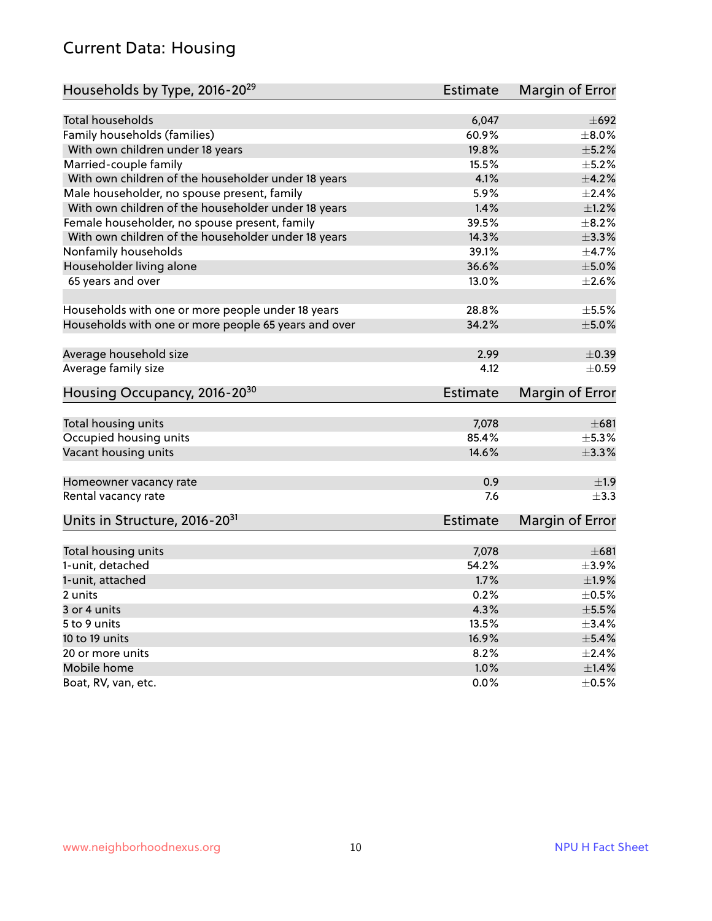# Current Data: Housing

| Households by Type, 2016-20[29] | Estimate | Margin of Error |
|---|---|---|
| Total households | 6,047 | ±692 |
| Family households (families) | 60.9% | ±8.0% |
| With own children under 18 years | 19.8% | ±5.2% |
| Married-couple family | 15.5% | ±5.2% |
| With own children of the householder under 18 years | 4.1% | ±4.2% |
| Male householder, no spouse present, family | 5.9% | ±2.4% |
| With own children of the householder under 18 years | 1.4% | ±1.2% |
| Female householder, no spouse present, family | 39.5% | ±8.2% |
| With own children of the householder under 18 years | 14.3% | ±3.3% |
| Nonfamily households | 39.1% | ±4.7% |
| Householder living alone | 36.6% | ±5.0% |
| 65 years and over | 13.0% | ±2.6% |
| | | |
| Households with one or more people under 18 years | 28.8% | ±5.5% |
| Households with one or more people 65 years and over | 34.2% | ±5.0% |
| | | |
| Average household size | 2.99 | ±0.39 |
| Average family size | 4.12 | ±0.59 |

| Housing Occupancy, 2016-20[30] | Estimate | Margin of Error |
|---|---|---|
| Total housing units | 7,078 | ±681 |
| Occupied housing units | 85.4% | ±5.3% |
| Vacant housing units | 14.6% | ±3.3% |
| | | |
| Homeowner vacancy rate | 0.9 | ±1.9 |
| Rental vacancy rate | 7.6 | ±3.3 |

| Units in Structure, 2016-20[31] | Estimate | Margin of Error |
|---|---|---|
| Total housing units | 7,078 | ±681 |
| 1-unit, detached | 54.2% | ±3.9% |
| 1-unit, attached | 1.7% | ±1.9% |
| 2 units | 0.2% | ±0.5% |
| 3 or 4 units | 4.3% | ±5.5% |
| 5 to 9 units | 13.5% | ±3.4% |
| 10 to 19 units | 16.9% | ±5.4% |
| 20 or more units | 8.2% | ±2.4% |
| Mobile home | 1.0% | ±1.4% |
| Boat, RV, van, etc. | 0.0% | ±0.5% |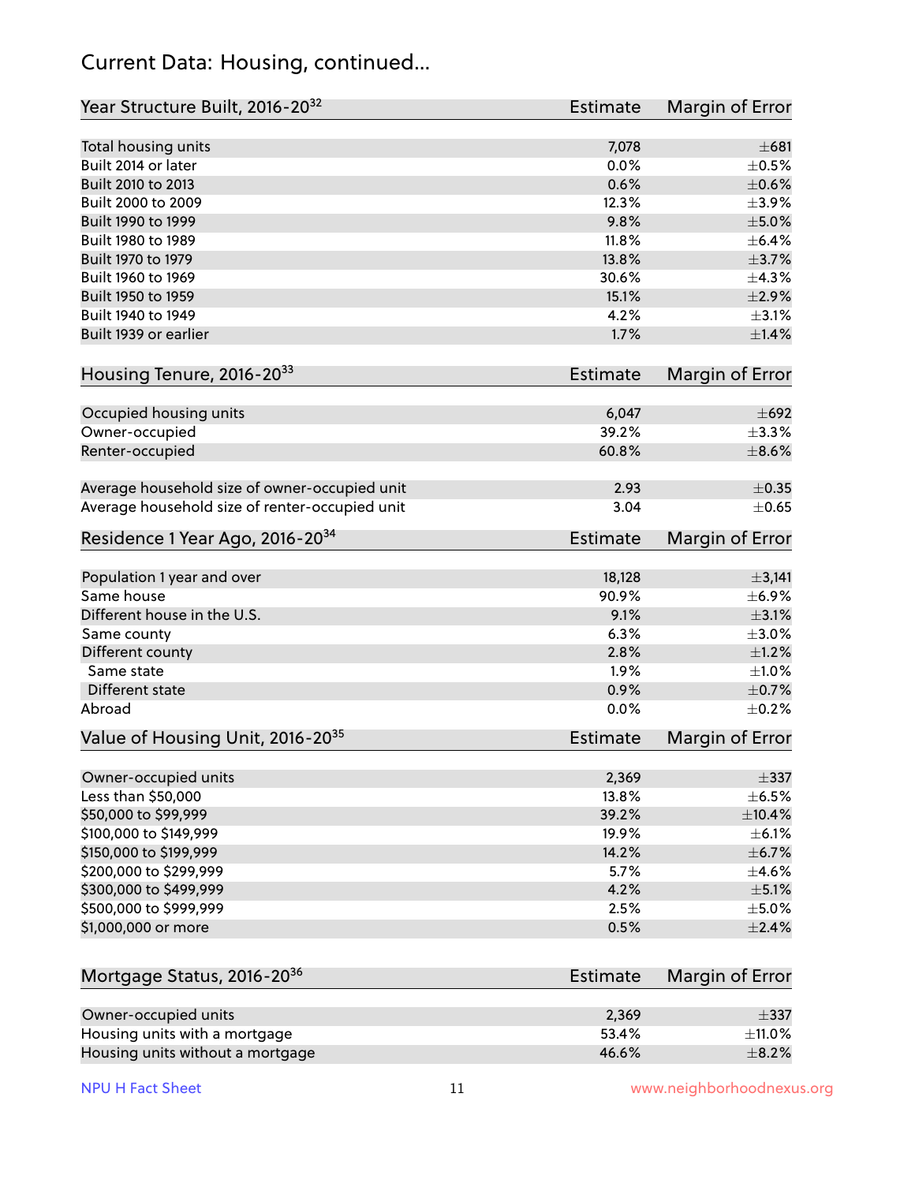# Current Data: Housing, continued...

| Year Structure Built, 2016-20[32] | Estimate | Margin of Error |
|---|---|---|
| Total housing units | 7,078 | ±681 |
| Built 2014 or later | 0.0% | ±0.5% |
| Built 2010 to 2013 | 0.6% | ±0.6% |
| Built 2000 to 2009 | 12.3% | ±3.9% |
| Built 1990 to 1999 | 9.8% | ±5.0% |
| Built 1980 to 1989 | 11.8% | ±6.4% |
| Built 1970 to 1979 | 13.8% | ±3.7% |
| Built 1960 to 1969 | 30.6% | ±4.3% |
| Built 1950 to 1959 | 15.1% | ±2.9% |
| Built 1940 to 1949 | 4.2% | ±3.1% |
| Built 1939 or earlier | 1.7% | ±1.4% |

| Housing Tenure, 2016-20[33] | Estimate | Margin of Error |
|---|---|---|
| Occupied housing units | 6,047 | ±692 |
| Owner-occupied | 39.2% | ±3.3% |
| Renter-occupied | 60.8% | ±8.6% |
| Average household size of owner-occupied unit | 2.93 | ±0.35 |
| Average household size of renter-occupied unit | 3.04 | ±0.65 |

| Residence 1 Year Ago, 2016-20[34] | Estimate | Margin of Error |
|---|---|---|
| Population 1 year and over | 18,128 | ±3,141 |
| Same house | 90.9% | ±6.9% |
| Different house in the U.S. | 9.1% | ±3.1% |
| Same county | 6.3% | ±3.0% |
| Different county | 2.8% | ±1.2% |
| Same state | 1.9% | ±1.0% |
| Different state | 0.9% | ±0.7% |
| Abroad | 0.0% | ±0.2% |

| Value of Housing Unit, 2016-20[35] | Estimate | Margin of Error |
|---|---|---|
| Owner-occupied units | 2,369 | ±337 |
| Less than $50,000 | 13.8% | ±6.5% |
| $50,000 to $99,999 | 39.2% | ±10.4% |
| $100,000 to $149,999 | 19.9% | ±6.1% |
| $150,000 to $199,999 | 14.2% | ±6.7% |
| $200,000 to $299,999 | 5.7% | ±4.6% |
| $300,000 to $499,999 | 4.2% | ±5.1% |
| $500,000 to $999,999 | 2.5% | ±5.0% |
| $1,000,000 or more | 0.5% | ±2.4% |

| Mortgage Status, 2016-20[36] | Estimate | Margin of Error |
|---|---|---|
| Owner-occupied units | 2,369 | ±337 |
| Housing units with a mortgage | 53.4% | ±11.0% |
| Housing units without a mortgage | 46.6% | ±8.2% |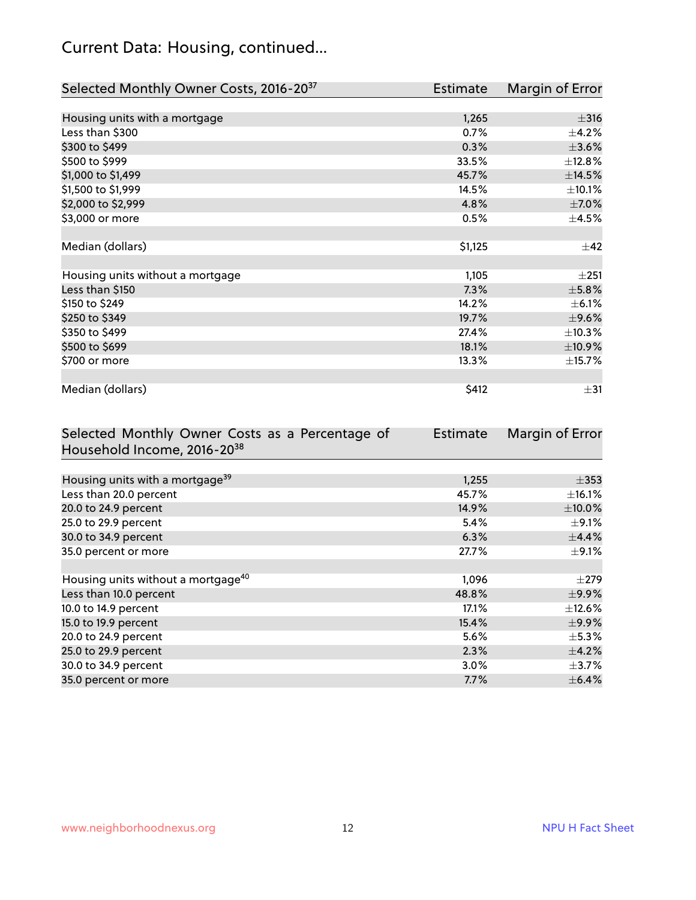## Current Data: Housing, continued...

| Selected Monthly Owner Costs, 2016-20[37] | Estimate | Margin of Error |
|---|---|---|
| Housing units with a mortgage | 1,265 | ±316 |
| Less than $300 | 0.7% | ±4.2% |
| $300 to $499 | 0.3% | ±3.6% |
| $500 to $999 | 33.5% | ±12.8% |
| $1,000 to $1,499 | 45.7% | ±14.5% |
| $1,500 to $1,999 | 14.5% | ±10.1% |
| $2,000 to $2,999 | 4.8% | ±7.0% |
| $3,000 or more | 0.5% | ±4.5% |
| | | |
| Median (dollars) | $1,125 | ±42 |
| | | |
| Housing units without a mortgage | 1,105 | ±251 |
| Less than $150 | 7.3% | ±5.8% |
| $150 to $249 | 14.2% | ±6.1% |
| $250 to $349 | 19.7% | ±9.6% |
| $350 to $499 | 27.4% | ±10.3% |
| $500 to $699 | 18.1% | ±10.9% |
| $700 or more | 13.3% | ±15.7% |
| | | |
| Median (dollars) | $412 | ±31 |

| Selected Monthly Owner Costs as a Percentage of Household Income, 2016-20[38] | Estimate | Margin of Error |
|---|---|---|
| Housing units with a mortgage[39] | 1,255 | ±353 |
| Less than 20.0 percent | 45.7% | ±16.1% |
| 20.0 to 24.9 percent | 14.9% | ±10.0% |
| 25.0 to 29.9 percent | 5.4% | ±9.1% |
| 30.0 to 34.9 percent | 6.3% | ±4.4% |
| 35.0 percent or more | 27.7% | ±9.1% |
| | | |
| Housing units without a mortgage[40] | 1,096 | ±279 |
| Less than 10.0 percent | 48.8% | ±9.9% |
| 10.0 to 14.9 percent | 17.1% | ±12.6% |
| 15.0 to 19.9 percent | 15.4% | ±9.9% |
| 20.0 to 24.9 percent | 5.6% | ±5.3% |
| 25.0 to 29.9 percent | 2.3% | ±4.2% |
| 30.0 to 34.9 percent | 3.0% | ±3.7% |
| 35.0 percent or more | 7.7% | ±6.4% |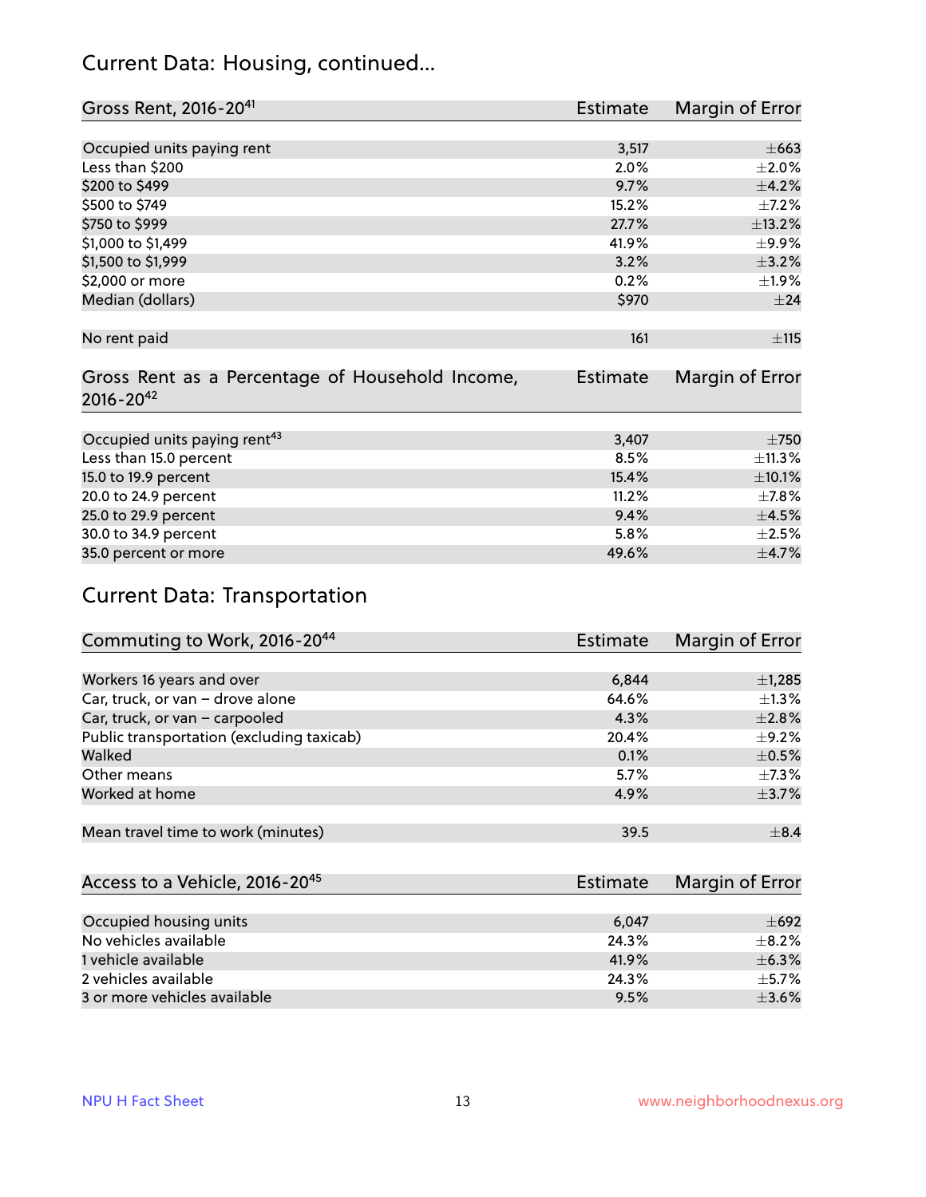## Current Data: Housing, continued...

| Gross Rent, 2016-20[41] | Estimate | Margin of Error |
|---|---|---|
| Occupied units paying rent | 3,517 | ±663 |
| Less than $200 | 2.0% | ±2.0% |
| $200 to $499 | 9.7% | ±4.2% |
| $500 to $749 | 15.2% | ±7.2% |
| $750 to $999 | 27.7% | ±13.2% |
| $1,000 to $1,499 | 41.9% | ±9.9% |
| $1,500 to $1,999 | 3.2% | ±3.2% |
| $2,000 or more | 0.2% | ±1.9% |
| Median (dollars) | $970 | ±24 |
| No rent paid | 161 | ±115 |

| Gross Rent as a Percentage of Household Income, 2016-20[42] | Estimate | Margin of Error |
|---|---|---|
| Occupied units paying rent[43] | 3,407 | ±750 |
| Less than 15.0 percent | 8.5% | ±11.3% |
| 15.0 to 19.9 percent | 15.4% | ±10.1% |
| 20.0 to 24.9 percent | 11.2% | ±7.8% |
| 25.0 to 29.9 percent | 9.4% | ±4.5% |
| 30.0 to 34.9 percent | 5.8% | ±2.5% |
| 35.0 percent or more | 49.6% | ±4.7% |

## Current Data: Transportation

| Commuting to Work, 2016-20[44] | Estimate | Margin of Error |
|---|---|---|
| Workers 16 years and over | 6,844 | ±1,285 |
| Car, truck, or van – drove alone | 64.6% | ±1.3% |
| Car, truck, or van – carpooled | 4.3% | ±2.8% |
| Public transportation (excluding taxicab) | 20.4% | ±9.2% |
| Walked | 0.1% | ±0.5% |
| Other means | 5.7% | ±7.3% |
| Worked at home | 4.9% | ±3.7% |
| Mean travel time to work (minutes) | 39.5 | ±8.4 |

| Access to a Vehicle, 2016-20[45] | Estimate | Margin of Error |
|---|---|---|
| Occupied housing units | 6,047 | ±692 |
| No vehicles available | 24.3% | ±8.2% |
| 1 vehicle available | 41.9% | ±6.3% |
| 2 vehicles available | 24.3% | ±5.7% |
| 3 or more vehicles available | 9.5% | ±3.6% |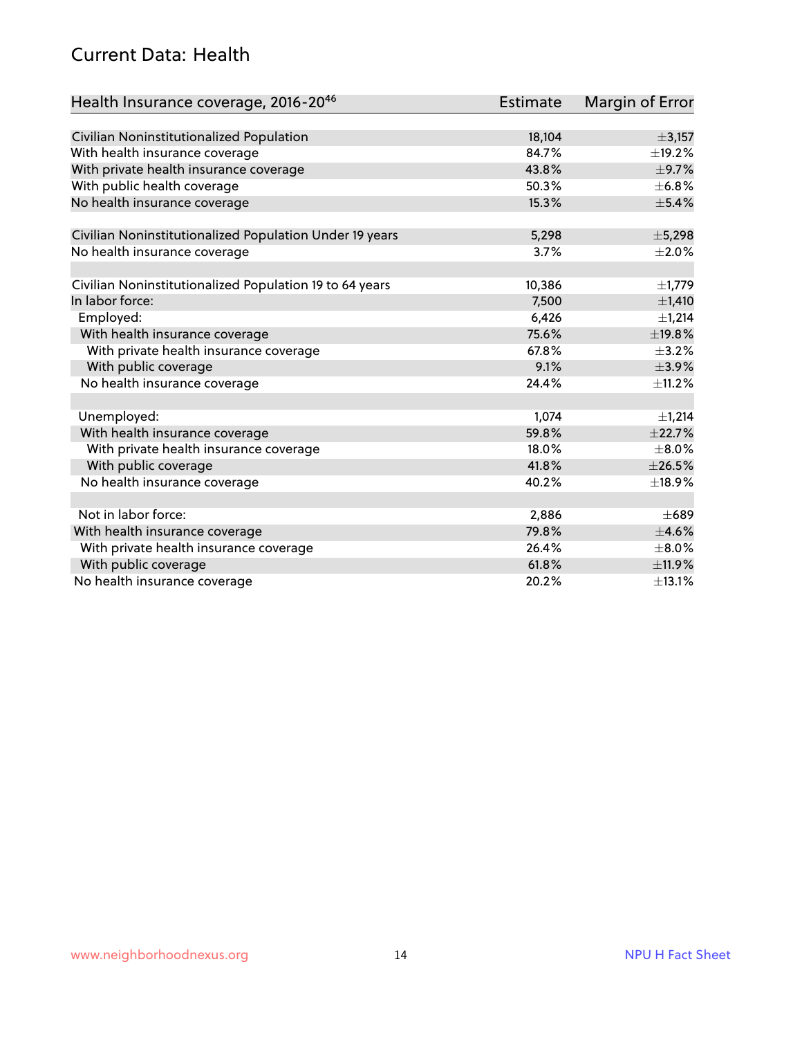## Current Data: Health

| Health Insurance coverage, 2016-20[46] | Estimate | Margin of Error |
|---|---|---|
| Civilian Noninstitutionalized Population | 18,104 | ±3,157 |
| With health insurance coverage | 84.7% | ±19.2% |
| With private health insurance coverage | 43.8% | ±9.7% |
| With public health coverage | 50.3% | ±6.8% |
| No health insurance coverage | 15.3% | ±5.4% |
| | | |
| Civilian Noninstitutionalized Population Under 19 years | 5,298 | ±5,298 |
| No health insurance coverage | 3.7% | ±2.0% |
| | | |
| Civilian Noninstitutionalized Population 19 to 64 years | 10,386 | ±1,779 |
| In labor force: | 7,500 | ±1,410 |
| Employed: | 6,426 | ±1,214 |
| With health insurance coverage | 75.6% | ±19.8% |
| With private health insurance coverage | 67.8% | ±3.2% |
| With public coverage | 9.1% | ±3.9% |
| No health insurance coverage | 24.4% | ±11.2% |
| | | |
| Unemployed: | 1,074 | ±1,214 |
| With health insurance coverage | 59.8% | ±22.7% |
| With private health insurance coverage | 18.0% | ±8.0% |
| With public coverage | 41.8% | ±26.5% |
| No health insurance coverage | 40.2% | ±18.9% |
| | | |
| Not in labor force: | 2,886 | ±689 |
| With health insurance coverage | 79.8% | ±4.6% |
| With private health insurance coverage | 26.4% | ±8.0% |
| With public coverage | 61.8% | ±11.9% |
| No health insurance coverage | 20.2% | ±13.1% |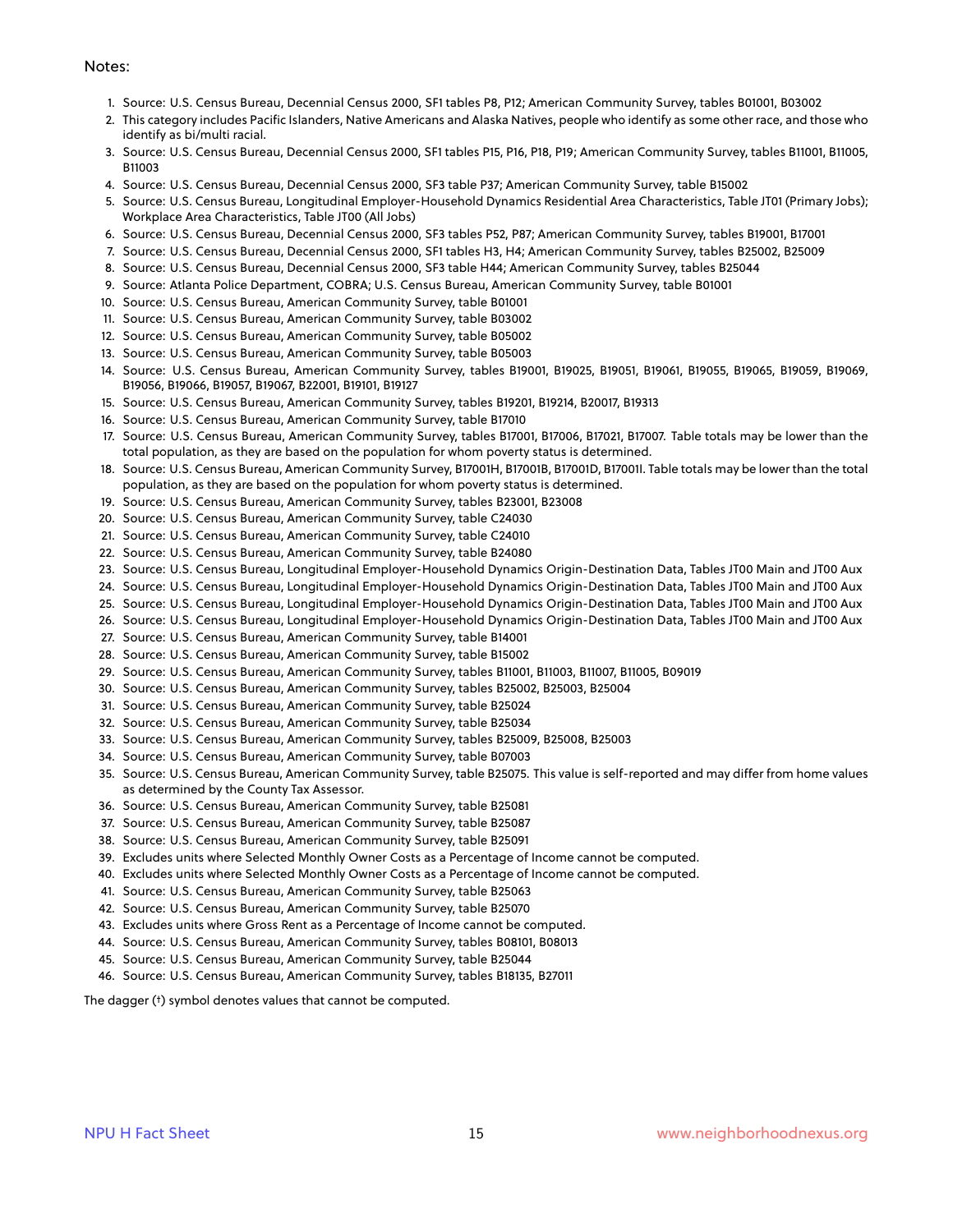Notes:

1. Source: U.S. Census Bureau, Decennial Census 2000, SF1 tables P8, P12; American Community Survey, tables B01001, B03002
2. This category includes Pacific Islanders, Native Americans and Alaska Natives, people who identify as some other race, and those who identify as bi/multi racial.
3. Source: U.S. Census Bureau, Decennial Census 2000, SF1 tables P15, P16, P18, P19; American Community Survey, tables B11001, B11005, B11003
4. Source: U.S. Census Bureau, Decennial Census 2000, SF3 table P37; American Community Survey, table B15002
5. Source: U.S. Census Bureau, Longitudinal Employer-Household Dynamics Residential Area Characteristics, Table JT01 (Primary Jobs); Workplace Area Characteristics, Table JT00 (All Jobs)
6. Source: U.S. Census Bureau, Decennial Census 2000, SF3 tables P52, P87; American Community Survey, tables B19001, B17001
7. Source: U.S. Census Bureau, Decennial Census 2000, SF1 tables H3, H4; American Community Survey, tables B25002, B25009
8. Source: U.S. Census Bureau, Decennial Census 2000, SF3 table H44; American Community Survey, tables B25044
9. Source: Atlanta Police Department, COBRA; U.S. Census Bureau, American Community Survey, table B01001
10. Source: U.S. Census Bureau, American Community Survey, table B01001
11. Source: U.S. Census Bureau, American Community Survey, table B03002
12. Source: U.S. Census Bureau, American Community Survey, table B05002
13. Source: U.S. Census Bureau, American Community Survey, table B05003
14. Source: U.S. Census Bureau, American Community Survey, tables B19001, B19025, B19051, B19061, B19055, B19065, B19059, B19069, B19056, B19066, B19057, B19067, B22001, B19101, B19127
15. Source: U.S. Census Bureau, American Community Survey, tables B19201, B19214, B20017, B19313
16. Source: U.S. Census Bureau, American Community Survey, table B17010
17. Source: U.S. Census Bureau, American Community Survey, tables B17001, B17006, B17021, B17007. Table totals may be lower than the total population, as they are based on the population for whom poverty status is determined.
18. Source: U.S. Census Bureau, American Community Survey, B17001H, B17001B, B17001D, B17001I. Table totals may be lower than the total population, as they are based on the population for whom poverty status is determined.
19. Source: U.S. Census Bureau, American Community Survey, tables B23001, B23008
20. Source: U.S. Census Bureau, American Community Survey, table C24030
21. Source: U.S. Census Bureau, American Community Survey, table C24010
22. Source: U.S. Census Bureau, American Community Survey, table B24080
23. Source: U.S. Census Bureau, Longitudinal Employer-Household Dynamics Origin-Destination Data, Tables JT00 Main and JT00 Aux
24. Source: U.S. Census Bureau, Longitudinal Employer-Household Dynamics Origin-Destination Data, Tables JT00 Main and JT00 Aux
25. Source: U.S. Census Bureau, Longitudinal Employer-Household Dynamics Origin-Destination Data, Tables JT00 Main and JT00 Aux
26. Source: U.S. Census Bureau, Longitudinal Employer-Household Dynamics Origin-Destination Data, Tables JT00 Main and JT00 Aux
27. Source: U.S. Census Bureau, American Community Survey, table B14001
28. Source: U.S. Census Bureau, American Community Survey, table B15002
29. Source: U.S. Census Bureau, American Community Survey, tables B11001, B11003, B11007, B11005, B09019
30. Source: U.S. Census Bureau, American Community Survey, tables B25002, B25003, B25004
31. Source: U.S. Census Bureau, American Community Survey, table B25024
32. Source: U.S. Census Bureau, American Community Survey, table B25034
33. Source: U.S. Census Bureau, American Community Survey, tables B25009, B25008, B25003
34. Source: U.S. Census Bureau, American Community Survey, table B07003
35. Source: U.S. Census Bureau, American Community Survey, table B25075. This value is self-reported and may differ from home values as determined by the County Tax Assessor.
36. Source: U.S. Census Bureau, American Community Survey, table B25081
37. Source: U.S. Census Bureau, American Community Survey, table B25087
38. Source: U.S. Census Bureau, American Community Survey, table B25091
39. Excludes units where Selected Monthly Owner Costs as a Percentage of Income cannot be computed.
40. Excludes units where Selected Monthly Owner Costs as a Percentage of Income cannot be computed.
41. Source: U.S. Census Bureau, American Community Survey, table B25063
42. Source: U.S. Census Bureau, American Community Survey, table B25070
43. Excludes units where Gross Rent as a Percentage of Income cannot be computed.
44. Source: U.S. Census Bureau, American Community Survey, tables B08101, B08013
45. Source: U.S. Census Bureau, American Community Survey, table B25044
46. Source: U.S. Census Bureau, American Community Survey, tables B18135, B27011

The dagger (†) symbol denotes values that cannot be computed.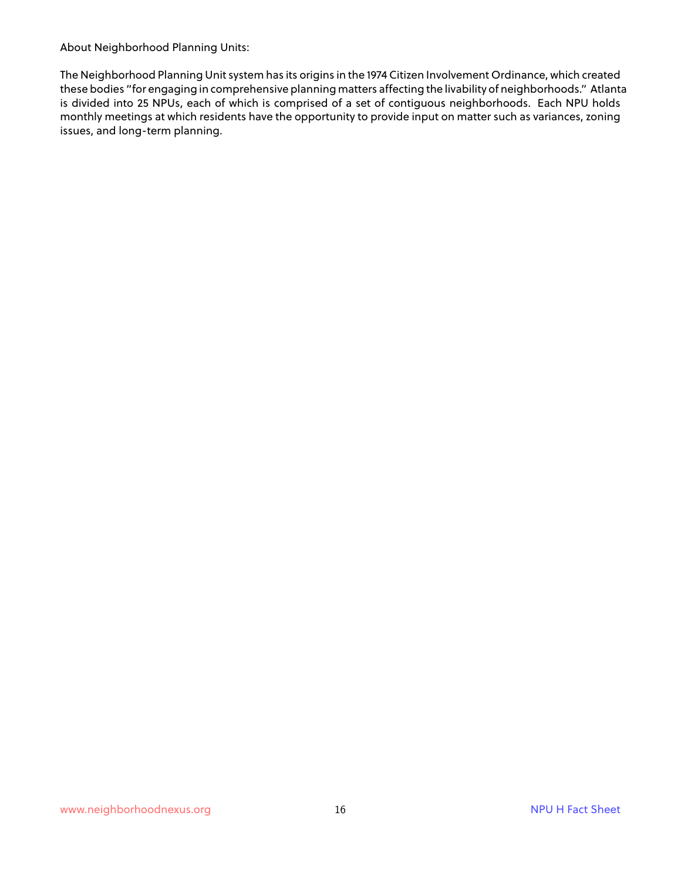About Neighborhood Planning Units:

The Neighborhood Planning Unit system has its origins in the 1974 Citizen Involvement Ordinance, which created these bodies "for engaging in comprehensive planning matters affecting the livability of neighborhoods." Atlanta is divided into 25 NPUs, each of which is comprised of a set of contiguous neighborhoods. Each NPU holds monthly meetings at which residents have the opportunity to provide input on matter such as variances, zoning issues, and long-term planning.